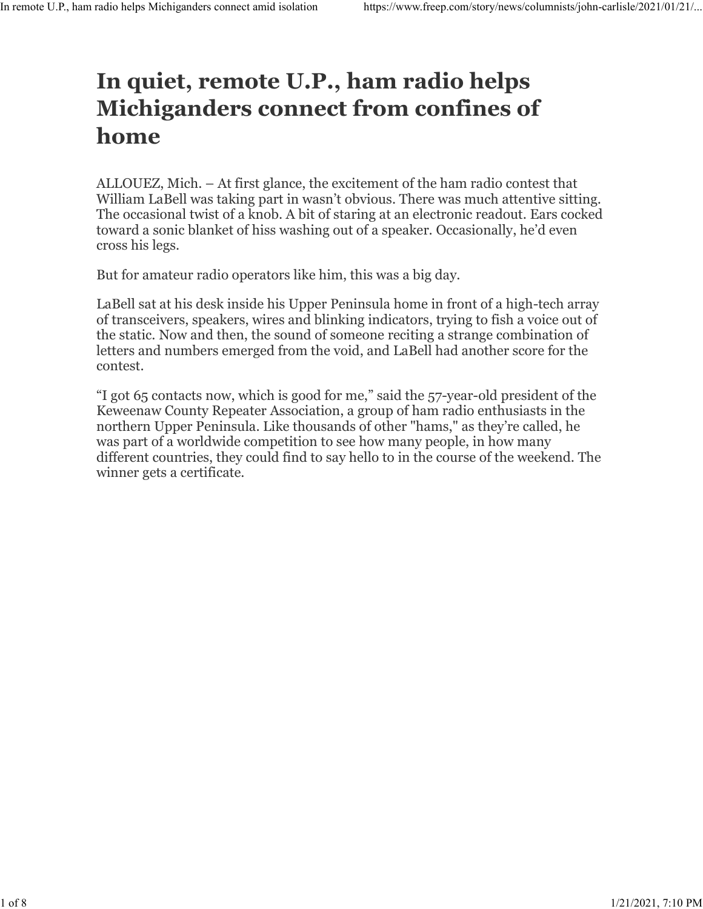# In quiet, remote U.P., ham radio helps Michiganders connect from confines of home

ALLOUEZ, Mich. – At first glance, the excitement of the ham radio contest that William LaBell was taking part in wasn't obvious. There was much attentive sitting. The occasional twist of a knob. A bit of staring at an electronic readout. Ears cocked toward a sonic blanket of hiss washing out of a speaker. Occasionally, he'd even cross his legs.

But for amateur radio operators like him, this was a big day.

LaBell sat at his desk inside his Upper Peninsula home in front of a high-tech array of transceivers, speakers, wires and blinking indicators, trying to fish a voice out of the static. Now and then, the sound of someone reciting a strange combination of letters and numbers emerged from the void, and LaBell had another score for the contest.

"I got 65 contacts now, which is good for me," said the 57-year-old president of the Keweenaw County Repeater Association, a group of ham radio enthusiasts in the northern Upper Peninsula. Like thousands of other "hams," as they're called, he was part of a worldwide competition to see how many people, in how many different countries, they could find to say hello to in the course of the weekend. The winner gets a certificate.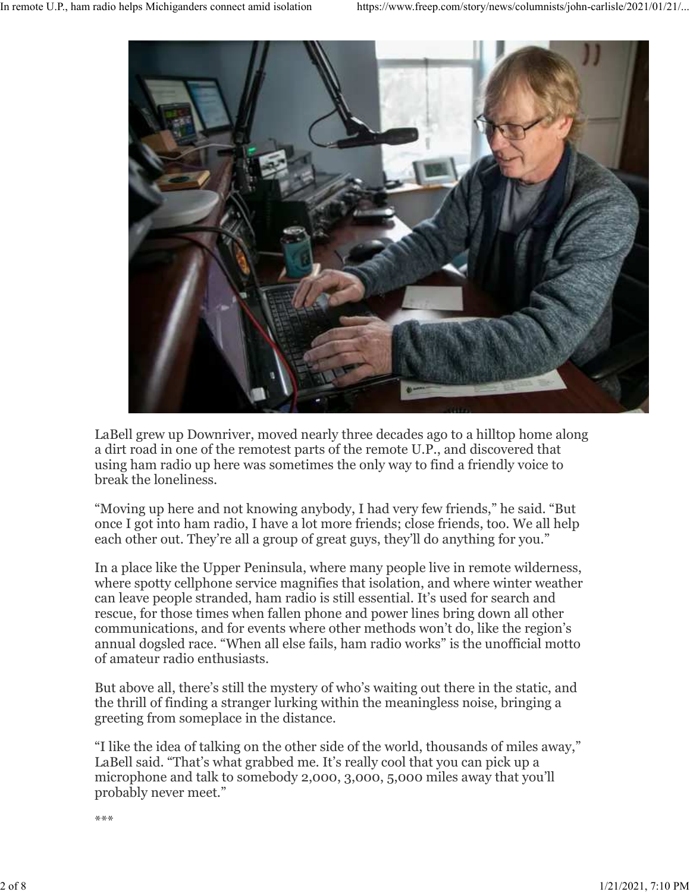LaBell grew up Downriver, moved nearly three decades ago to a hilltop home along a dirt road in one of the remotest parts of the remote U.P., and discovered that using ham radio up here was sometimes the only way to find a friendly voice to break the loneliness.

"Moving up here and not knowing anybody, I had very few friends," he said. "But once I got into ham radio, I have a lot more friends; close friends, too. We all help each other out. They're all a group of great guys, they'll do anything for you."

In a place like the Upper Peninsula, where many people live in remote wilderness, where spotty cellphone service magnifies that isolation, and where winter weather can leave people stranded, ham radio is still essential. It's used for search and rescue, for those times when fallen phone and power lines bring down all other communications, and for events where other methods won't do, like the region's annual dogsled race. "When all else fails, ham radio works" is the unofficial motto of amateur radio enthusiasts.

But above all, there's still the mystery of who's waiting out there in the static, and the thrill of finding a stranger lurking within the meaningless noise, bringing a greeting from someplace in the distance.

"I like the idea of talking on the other side of the world, thousands of miles away," LaBell said. "That's what grabbed me. It's really cool that you can pick up a microphone and talk to somebody 2,000, 3,000, 5,000 miles away that you'll probably never meet."

***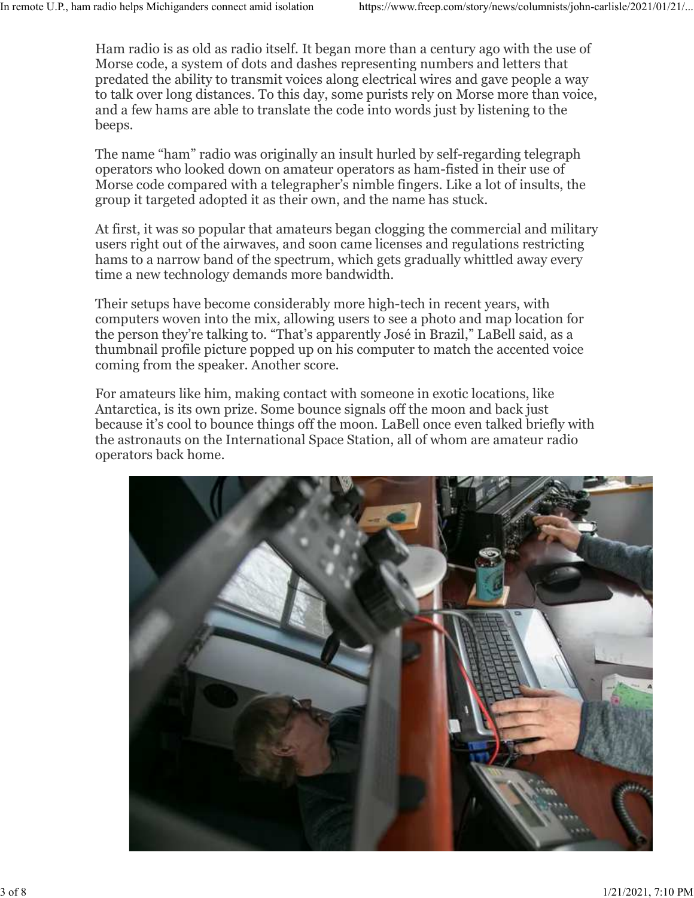Ham radio is as old as radio itself. It began more than a century ago with the use of Morse code, a system of dots and dashes representing numbers and letters that predated the ability to transmit voices along electrical wires and gave people a way to talk over long distances. To this day, some purists rely on Morse more than voice, and a few hams are able to translate the code into words just by listening to the beeps.

The name "ham" radio was originally an insult hurled by self-regarding telegraph operators who looked down on amateur operators as ham-fisted in their use of Morse code compared with a telegrapher's nimble fingers. Like a lot of insults, the group it targeted adopted it as their own, and the name has stuck.

At first, it was so popular that amateurs began clogging the commercial and military users right out of the airwaves, and soon came licenses and regulations restricting hams to a narrow band of the spectrum, which gets gradually whittled away every time a new technology demands more bandwidth.

Their setups have become considerably more high-tech in recent years, with computers woven into the mix, allowing users to see a photo and map location for the person they're talking to. "That's apparently José in Brazil," LaBell said, as a thumbnail profile picture popped up on his computer to match the accented voice coming from the speaker. Another score.

For amateurs like him, making contact with someone in exotic locations, like Antarctica, is its own prize. Some bounce signals off the moon and back just because it's cool to bounce things off the moon. LaBell once even talked briefly with the astronauts on the International Space Station, all of whom are amateur radio operators back home.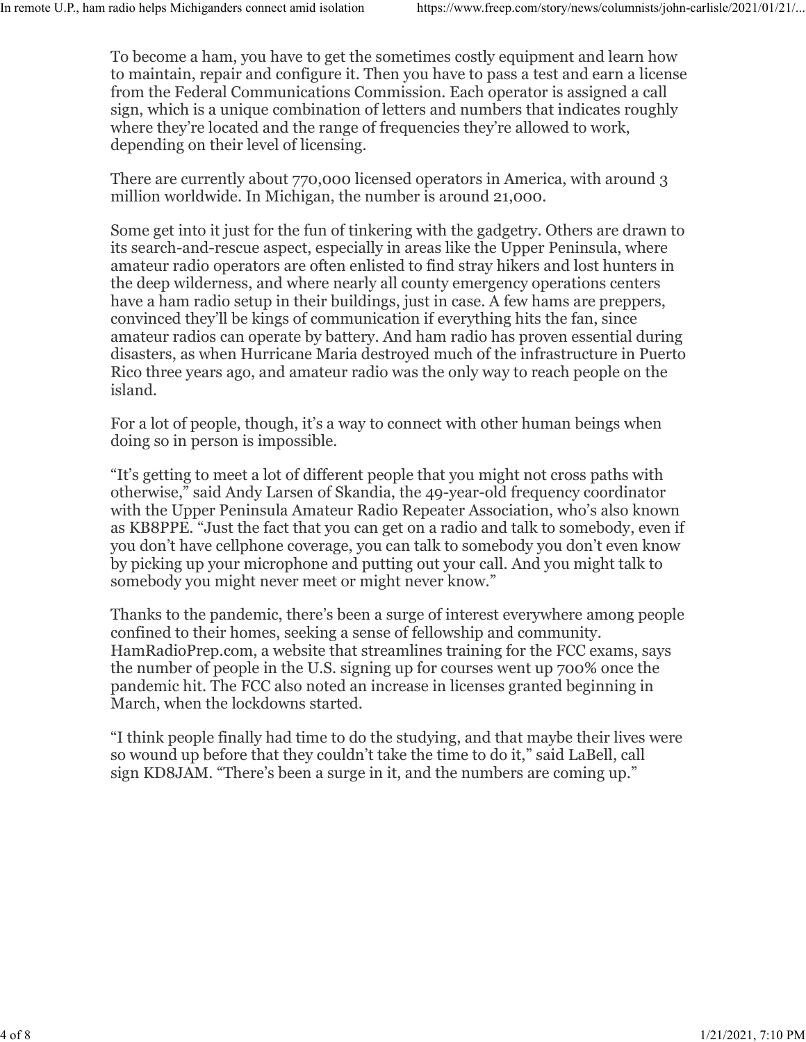To become a ham, you have to get the sometimes costly equipment and learn how to maintain, repair and configure it. Then you have to pass a test and earn a license from the Federal Communications Commission. Each operator is assigned a call sign, which is a unique combination of letters and numbers that indicates roughly where they're located and the range of frequencies they're allowed to work, depending on their level of licensing.

There are currently about 770,000 licensed operators in America, with around 3 million worldwide. In Michigan, the number is around 21,000.

Some get into it just for the fun of tinkering with the gadgetry. Others are drawn to its search-and-rescue aspect, especially in areas like the Upper Peninsula, where amateur radio operators are often enlisted to find stray hikers and lost hunters in the deep wilderness, and where nearly all county emergency operations centers have a ham radio setup in their buildings, just in case. A few hams are preppers, convinced they'll be kings of communication if everything hits the fan, since amateur radios can operate by battery. And ham radio has proven essential during disasters, as when Hurricane Maria destroyed much of the infrastructure in Puerto Rico three years ago, and amateur radio was the only way to reach people on the island.

For a lot of people, though, it's a way to connect with other human beings when doing so in person is impossible.

"It's getting to meet a lot of different people that you might not cross paths with otherwise," said Andy Larsen of Skandia, the 49-year-old frequency coordinator with the Upper Peninsula Amateur Radio Repeater Association, who's also known as KB8PPE. "Just the fact that you can get on a radio and talk to somebody, even if you don't have cellphone coverage, you can talk to somebody you don't even know by picking up your microphone and putting out your call. And you might talk to somebody you might never meet or might never know."

Thanks to the pandemic, there's been a surge of interest everywhere among people confined to their homes, seeking a sense of fellowship and community. HamRadioPrep.com, a website that streamlines training for the FCC exams, says the number of people in the U.S. signing up for courses went up 700% once the pandemic hit. The FCC also noted an increase in licenses granted beginning in March, when the lockdowns started.

"I think people finally had time to do the studying, and that maybe their lives were so wound up before that they couldn't take the time to do it," said LaBell, call sign KD8JAM. "There's been a surge in it, and the numbers are coming up."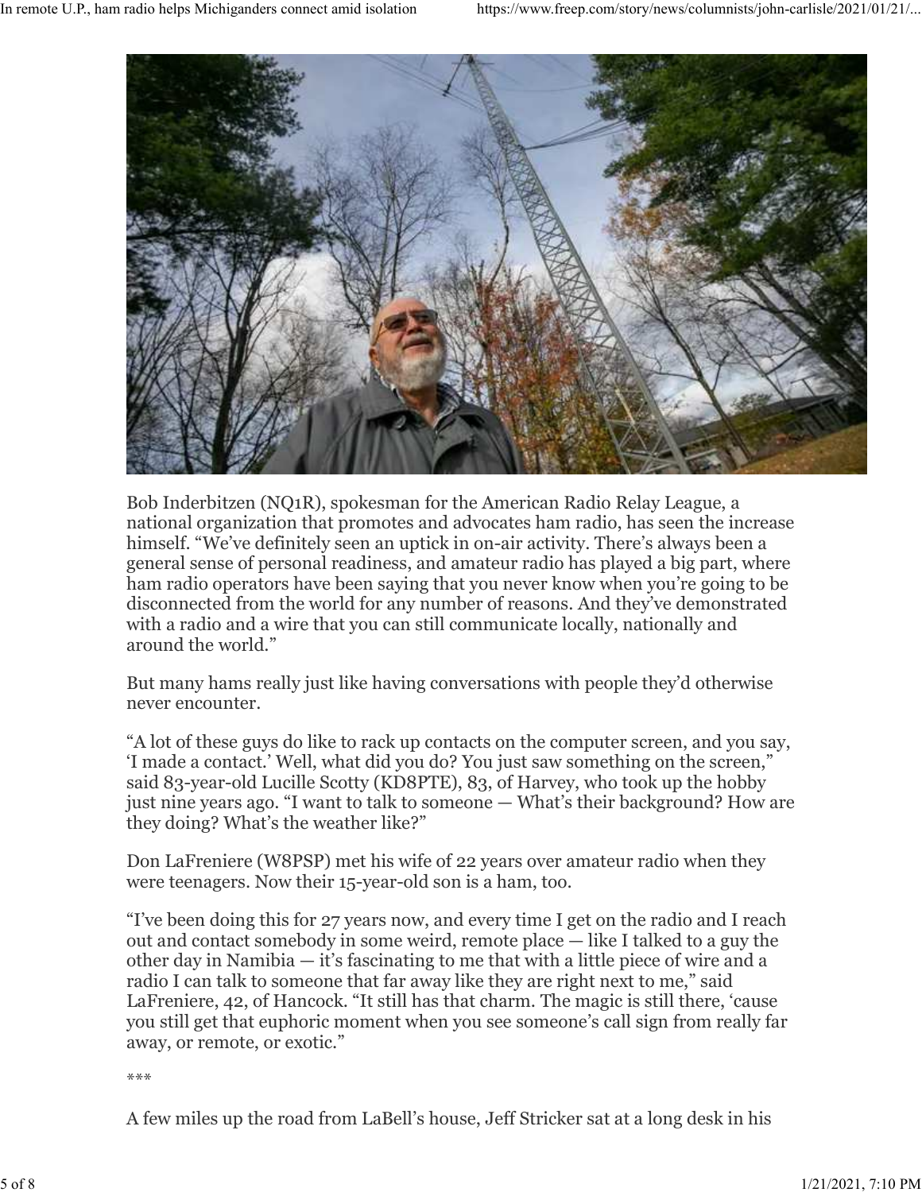Bob Inderbitzen (NQ1R), spokesman for the American Radio Relay League, a national organization that promotes and advocates ham radio, has seen the increase himself. “We’ve definitely seen an uptick in on-air activity. There’s always been a general sense of personal readiness, and amateur radio has played a big part, where ham radio operators have been saying that you never know when you’re going to be disconnected from the world for any number of reasons. And they’ve demonstrated with a radio and a wire that you can still communicate locally, nationally and around the world.”

But many hams really just like having conversations with people they’d otherwise never encounter.

“A lot of these guys do like to rack up contacts on the computer screen, and you say, ‘I made a contact.’ Well, what did you do? You just saw something on the screen,” said 83-year-old Lucille Scotty (KD8PTE), 83, of Harvey, who took up the hobby just nine years ago. “I want to talk to someone — What’s their background? How are they doing? What’s the weather like?”

Don LaFreniere (W8PSP) met his wife of 22 years over amateur radio when they were teenagers. Now their 15-year-old son is a ham, too.

“I’ve been doing this for 27 years now, and every time I get on the radio and I reach out and contact somebody in some weird, remote place — like I talked to a guy the other day in Namibia — it’s fascinating to me that with a little piece of wire and a radio I can talk to someone that far away like they are right next to me,” said LaFreniere, 42, of Hancock. “It still has that charm. The magic is still there, ‘cause you still get that euphoric moment when you see someone’s call sign from really far away, or remote, or exotic.”

***

A few miles up the road from LaBell’s house, Jeff Stricker sat at a long desk in his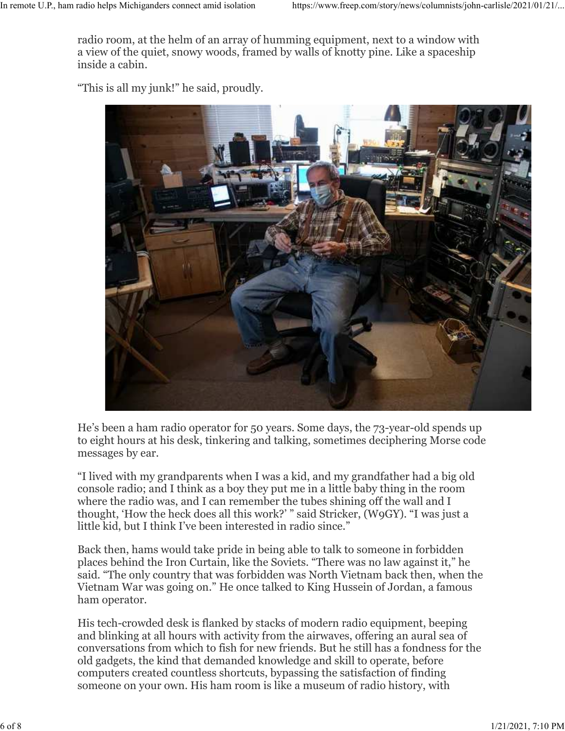radio room, at the helm of an array of humming equipment, next to a window with a view of the quiet, snowy woods, framed by walls of knotty pine. Like a spaceship inside a cabin.

“This is all my junk!” he said, proudly.

He’s been a ham radio operator for 50 years. Some days, the 73-year-old spends up to eight hours at his desk, tinkering and talking, sometimes deciphering Morse code messages by ear.

“I lived with my grandparents when I was a kid, and my grandfather had a big old console radio; and I think as a boy they put me in a little baby thing in the room where the radio was, and I can remember the tubes shining off the wall and I thought, ‘How the heck does all this work?’ ” said Stricker, (W9GY). “I was just a little kid, but I think I’ve been interested in radio since.”

Back then, hams would take pride in being able to talk to someone in forbidden places behind the Iron Curtain, like the Soviets. “There was no law against it,” he said. “The only country that was forbidden was North Vietnam back then, when the Vietnam War was going on.” He once talked to King Hussein of Jordan, a famous ham operator.

His tech-crowded desk is flanked by stacks of modern radio equipment, beeping and blinking at all hours with activity from the airwaves, offering an aural sea of conversations from which to fish for new friends. But he still has a fondness for the old gadgets, the kind that demanded knowledge and skill to operate, before computers created countless shortcuts, bypassing the satisfaction of finding someone on your own. His ham room is like a museum of radio history, with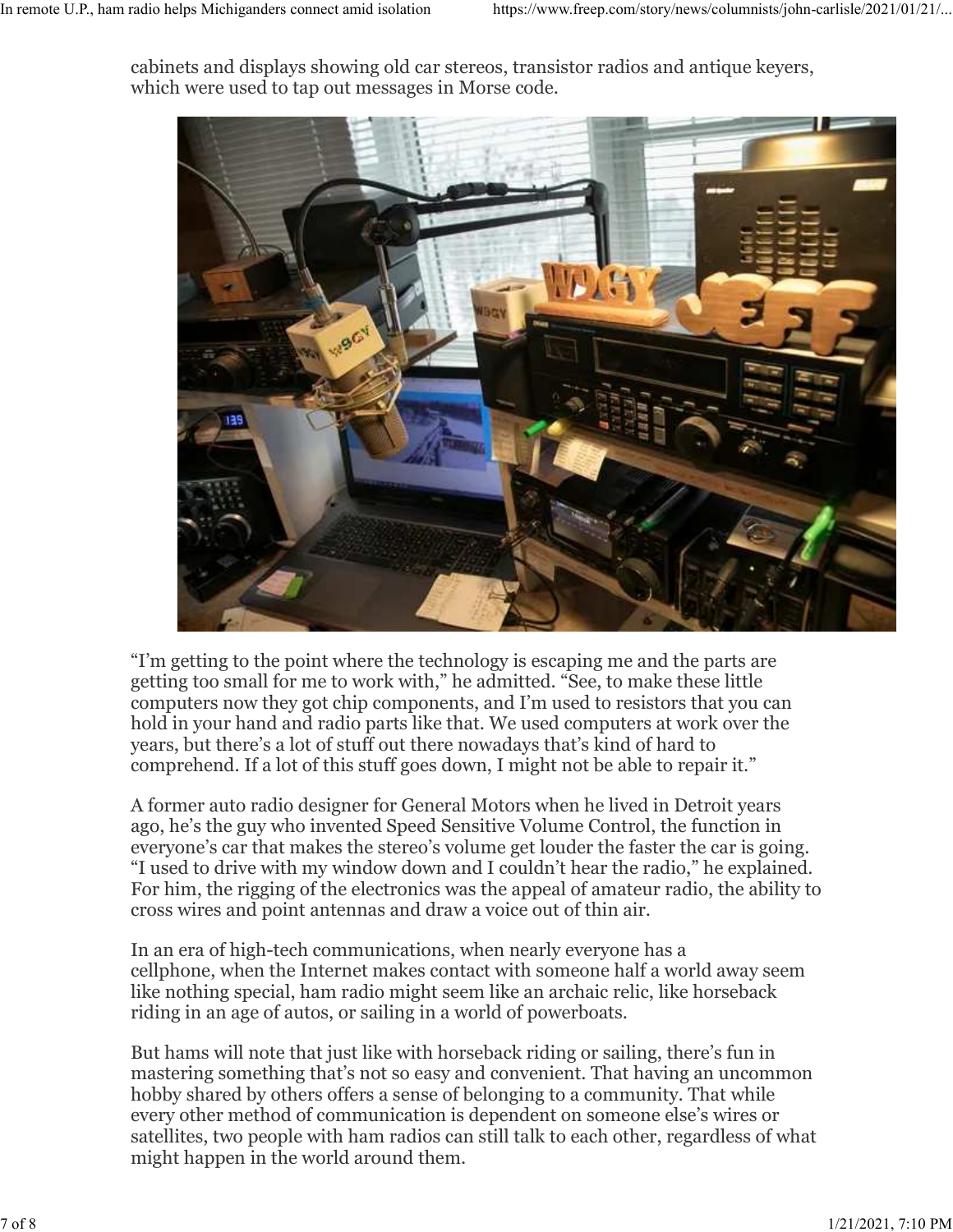cabinets and displays showing old car stereos, transistor radios and antique keyers, which were used to tap out messages in Morse code.

"I'm getting to the point where the technology is escaping me and the parts are getting too small for me to work with," he admitted. "See, to make these little computers now they got chip components, and I'm used to resistors that you can hold in your hand and radio parts like that. We used computers at work over the years, but there's a lot of stuff out there nowadays that's kind of hard to comprehend. If a lot of this stuff goes down, I might not be able to repair it."

A former auto radio designer for General Motors when he lived in Detroit years ago, he's the guy who invented Speed Sensitive Volume Control, the function in everyone's car that makes the stereo's volume get louder the faster the car is going. "I used to drive with my window down and I couldn't hear the radio," he explained. For him, the rigging of the electronics was the appeal of amateur radio, the ability to cross wires and point antennas and draw a voice out of thin air.

In an era of high-tech communications, when nearly everyone has a cellphone, when the Internet makes contact with someone half a world away seem like nothing special, ham radio might seem like an archaic relic, like horseback riding in an age of autos, or sailing in a world of powerboats.

But hams will note that just like with horseback riding or sailing, there's fun in mastering something that's not so easy and convenient. That having an uncommon hobby shared by others offers a sense of belonging to a community. That while every other method of communication is dependent on someone else's wires or satellites, two people with ham radios can still talk to each other, regardless of what might happen in the world around them.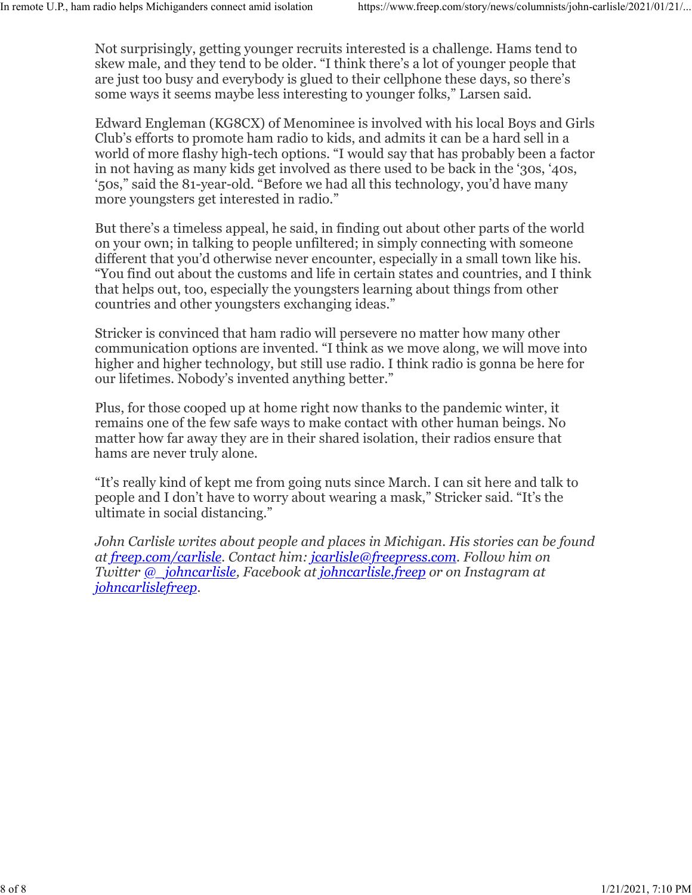Not surprisingly, getting younger recruits interested is a challenge. Hams tend to skew male, and they tend to be older. "I think there's a lot of younger people that are just too busy and everybody is glued to their cellphone these days, so there's some ways it seems maybe less interesting to younger folks," Larsen said.

Edward Engleman (KG8CX) of Menominee is involved with his local Boys and Girls Club's efforts to promote ham radio to kids, and admits it can be a hard sell in a world of more flashy high-tech options. "I would say that has probably been a factor in not having as many kids get involved as there used to be back in the '30s, '40s, '50s," said the 81-year-old. "Before we had all this technology, you'd have many more youngsters get interested in radio."

But there's a timeless appeal, he said, in finding out about other parts of the world on your own; in talking to people unfiltered; in simply connecting with someone different that you'd otherwise never encounter, especially in a small town like his. "You find out about the customs and life in certain states and countries, and I think that helps out, too, especially the youngsters learning about things from other countries and other youngsters exchanging ideas."

Stricker is convinced that ham radio will persevere no matter how many other communication options are invented. "I think as we move along, we will move into higher and higher technology, but still use radio. I think radio is gonna be here for our lifetimes. Nobody's invented anything better."

Plus, for those cooped up at home right now thanks to the pandemic winter, it remains one of the few safe ways to make contact with other human beings. No matter how far away they are in their shared isolation, their radios ensure that hams are never truly alone.

"It's really kind of kept me from going nuts since March. I can sit here and talk to people and I don't have to worry about wearing a mask," Stricker said. "It's the ultimate in social distancing."

*John Carlisle writes about people and places in Michigan. His stories can be found at freep.com/carlisle. Contact him: jcarlisle@freepress.com. Follow him on Twitter @_johncarlisle, Facebook at johncarlisle.freep or on Instagram at johncarlislefreep.*